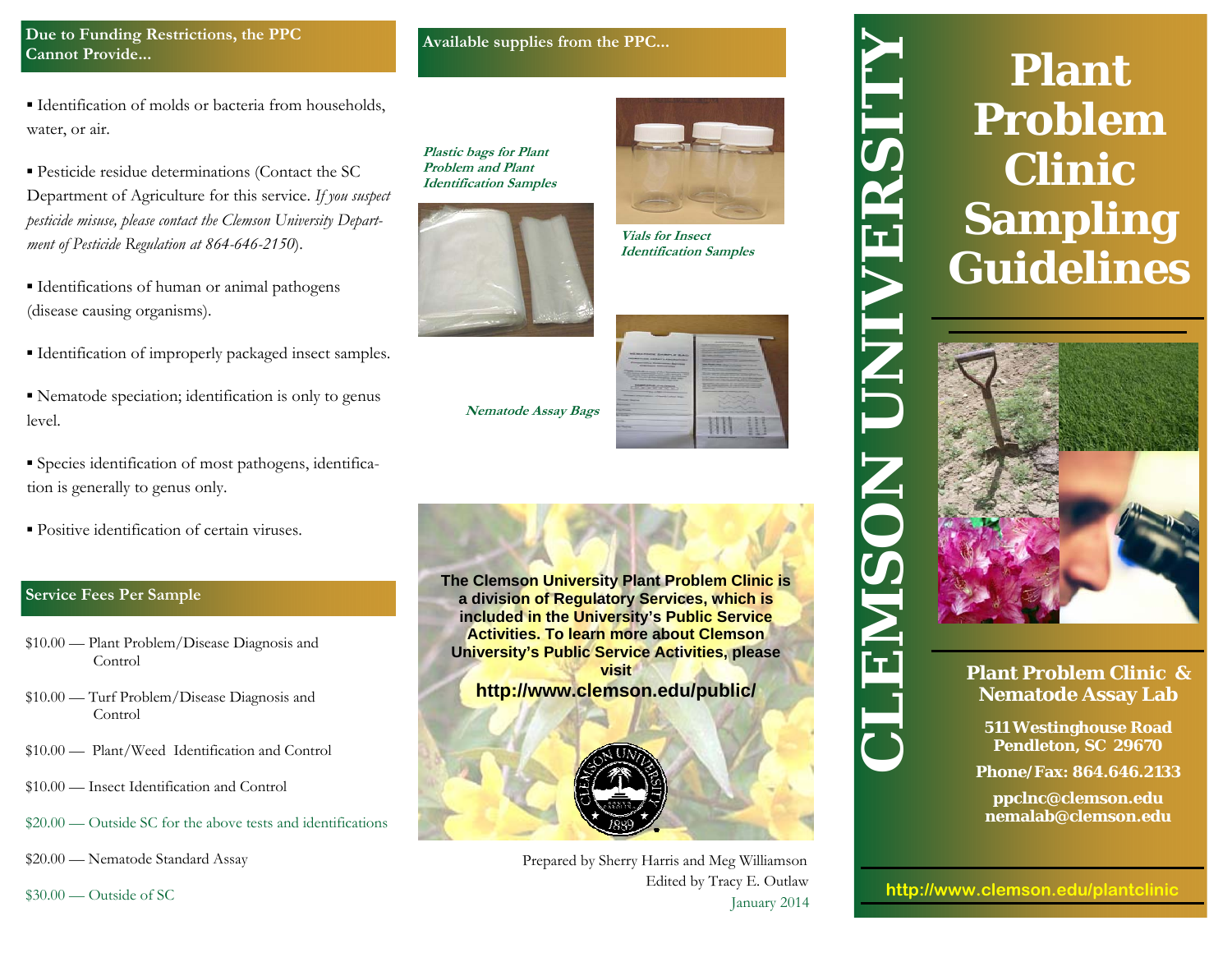## Due to Funding Restrictions, the PPC Cannot Provide...

- Identification of molds or bacteria from households, water, or air.
- Pesticide residue determinations (Contact the SC Department of Agriculture for this service. *If you suspect pesticide misuse, please contact the Clemson University Department of Pesticide Regulation at 864-646-2150*).
- Identifications of human or animal pathogens (disease causing organisms).
- Identification of improperly packaged insect samples.
- Nematode speciation; identification is only to genus level.
- Species identification of most pathogens, identification is generally to genus only.
- Positive identification of certain viruses.

## Service Fees Per Sample

$10.00 — Plant Problem/Disease Diagnosis and Control

$10.00 — Turf Problem/Disease Diagnosis and Control

$10.00 — Plant/Weed Identification and Control

$10.00 — Insect Identification and Control

$20.00 — Outside SC for the above tests and identifications

$20.00 — Nematode Standard Assay

$30.00 — Outside of SC

## Available supplies from the PPC...

***Plastic bags for Plant Problem and Plant Identification Samples***

***Vials for Insect Identification Samples***

***Nematode Assay Bags***

**The Clemson University Plant Problem Clinic is a division of Regulatory Services, which is included in the University's Public Service Activities. To learn more about Clemson University's Public Service Activities, please visit**

**http://www.clemson.edu/public/**

Prepared by Sherry Harris and Meg Williamson
Edited by Tracy E. Outlaw
January 2014

# CLEMSON UNIVERSITY

# Plant Problem Clinic Sampling Guidelines

**Plant Problem Clinic & Nematode Assay Lab**

**511 Westinghouse Road**
**Pendleton, SC 29670**

**Phone/Fax: 864.646.2133**

**ppclnc@clemson.edu**
**nemalab@clemson.edu**

**http://www.clemson.edu/plantclinic**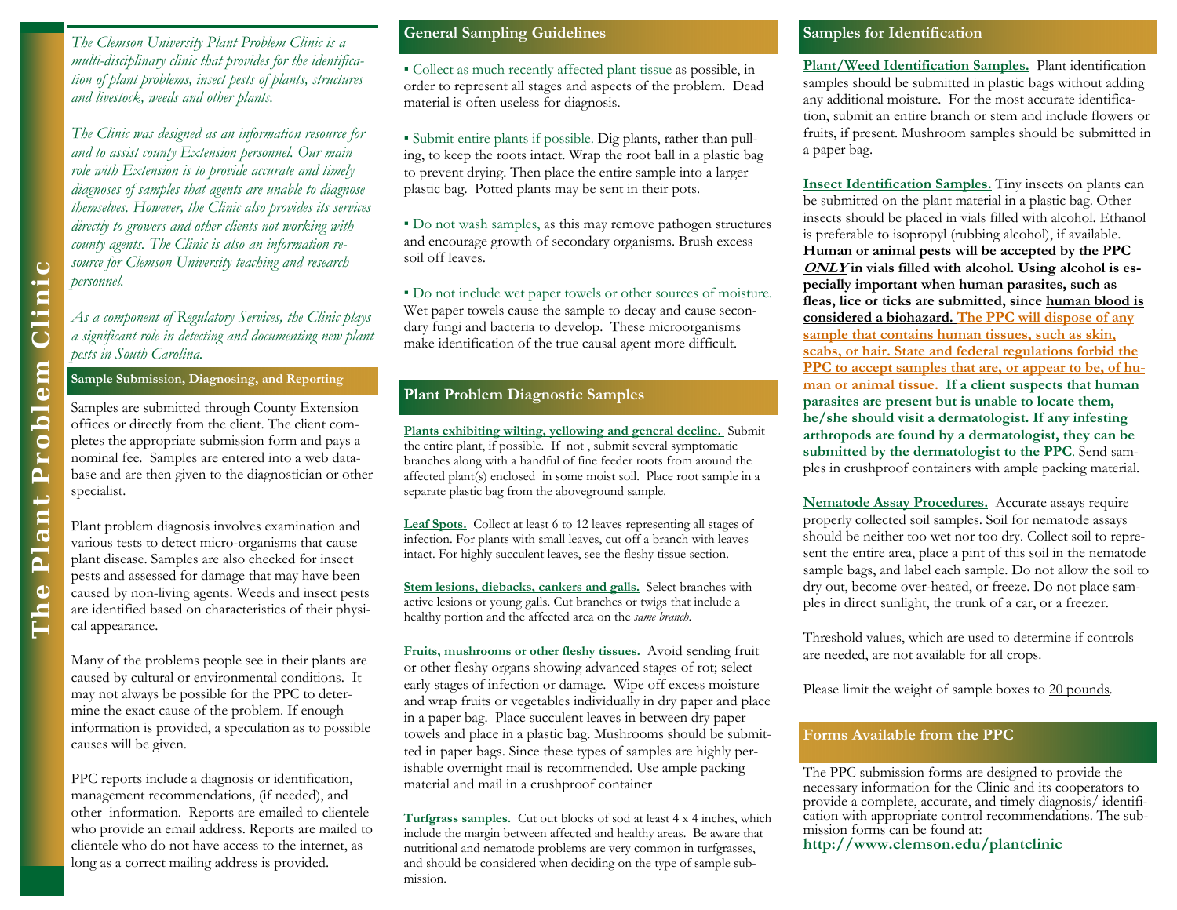# The Plant Problem Clinic

*The Clemson University Plant Problem Clinic is a multi-disciplinary clinic that provides for the identification of plant problems, insect pests of plants, structures and livestock, weeds and other plants.*

*The Clinic was designed as an information resource for and to assist county Extension personnel. Our main role with Extension is to provide accurate and timely diagnoses of samples that agents are unable to diagnose themselves. However, the Clinic also provides its services directly to growers and other clients not working with county agents. The Clinic is also an information resource for Clemson University teaching and research personnel.*

*As a component of Regulatory Services, the Clinic plays a significant role in detecting and documenting new plant pests in South Carolina.*

## Sample Submission, Diagnosing, and Reporting

Samples are submitted through County Extension offices or directly from the client. The client completes the appropriate submission form and pays a nominal fee. Samples are entered into a web database and are then given to the diagnostician or other specialist.

Plant problem diagnosis involves examination and various tests to detect micro-organisms that cause plant disease. Samples are also checked for insect pests and assessed for damage that may have been caused by non-living agents. Weeds and insect pests are identified based on characteristics of their physical appearance.

Many of the problems people see in their plants are caused by cultural or environmental conditions. It may not always be possible for the PPC to determine the exact cause of the problem. If enough information is provided, a speculation as to possible causes will be given.

PPC reports include a diagnosis or identification, management recommendations, (if needed), and other information. Reports are emailed to clientele who provide an email address. Reports are mailed to clientele who do not have access to the internet, as long as a correct mailing address is provided.

## General Sampling Guidelines

- Collect as much recently affected plant tissue as possible, in order to represent all stages and aspects of the problem. Dead material is often useless for diagnosis.
- Submit entire plants if possible. Dig plants, rather than pulling, to keep the roots intact. Wrap the root ball in a plastic bag to prevent drying. Then place the entire sample into a larger plastic bag. Potted plants may be sent in their pots.
- Do not wash samples, as this may remove pathogen structures and encourage growth of secondary organisms. Brush excess soil off leaves.
- Do not include wet paper towels or other sources of moisture. Wet paper towels cause the sample to decay and cause secondary fungi and bacteria to develop. These microorganisms make identification of the true causal agent more difficult.

## Plant Problem Diagnostic Samples

**Plants exhibiting wilting, yellowing and general decline.** Submit the entire plant, if possible. If not , submit several symptomatic branches along with a handful of fine feeder roots from around the affected plant(s) enclosed in some moist soil. Place root sample in a separate plastic bag from the aboveground sample.

**Leaf Spots.** Collect at least 6 to 12 leaves representing all stages of infection. For plants with small leaves, cut off a branch with leaves intact. For highly succulent leaves, see the fleshy tissue section.

**Stem lesions, diebacks, cankers and galls.** Select branches with active lesions or young galls. Cut branches or twigs that include a healthy portion and the affected area on the *same branch.*

**Fruits, mushrooms or other fleshy tissues.** Avoid sending fruit or other fleshy organs showing advanced stages of rot; select early stages of infection or damage. Wipe off excess moisture and wrap fruits or vegetables individually in dry paper and place in a paper bag. Place succulent leaves in between dry paper towels and place in a plastic bag. Mushrooms should be submitted in paper bags. Since these types of samples are highly perishable overnight mail is recommended. Use ample packing material and mail in a crushproof container

**Turfgrass samples.** Cut out blocks of sod at least 4 x 4 inches, which include the margin between affected and healthy areas. Be aware that nutritional and nematode problems are very common in turfgrasses, and should be considered when deciding on the type of sample submission.

## Samples for Identification

**Plant/Weed Identification Samples.** Plant identification samples should be submitted in plastic bags without adding any additional moisture. For the most accurate identification, submit an entire branch or stem and include flowers or fruits, if present. Mushroom samples should be submitted in a paper bag.

**Insect Identification Samples.** Tiny insects on plants can be submitted on the plant material in a plastic bag. Other insects should be placed in vials filled with alcohol. Ethanol is preferable to isopropyl (rubbing alcohol), if available. **Human or animal pests will be accepted by the PPC *ONLY* in vials filled with alcohol. Using alcohol is especially important when human parasites, such as fleas, lice or ticks are submitted, since human blood is considered a biohazard. The PPC will dispose of any sample that contains human tissues, such as skin, scabs, or hair. State and federal regulations forbid the PPC to accept samples that are, or appear to be, of human or animal tissue. If a client suspects that human parasites are present but is unable to locate them, he/she should visit a dermatologist. If any infesting arthropods are found by a dermatologist, they can be submitted by the dermatologist to the PPC**. Send samples in crushproof containers with ample packing material.

**Nematode Assay Procedures.** Accurate assays require properly collected soil samples. Soil for nematode assays should be neither too wet nor too dry. Collect soil to represent the entire area, place a pint of this soil in the nematode sample bags, and label each sample. Do not allow the soil to dry out, become over-heated, or freeze. Do not place samples in direct sunlight, the trunk of a car, or a freezer.

Threshold values, which are used to determine if controls are needed, are not available for all crops.

Please limit the weight of sample boxes to 20 pounds.

## Forms Available from the PPC

The PPC submission forms are designed to provide the necessary information for the Clinic and its cooperators to provide a complete, accurate, and timely diagnosis/ identification with appropriate control recommendations. The submission forms can be found at:

**http://www.clemson.edu/plantclinic**